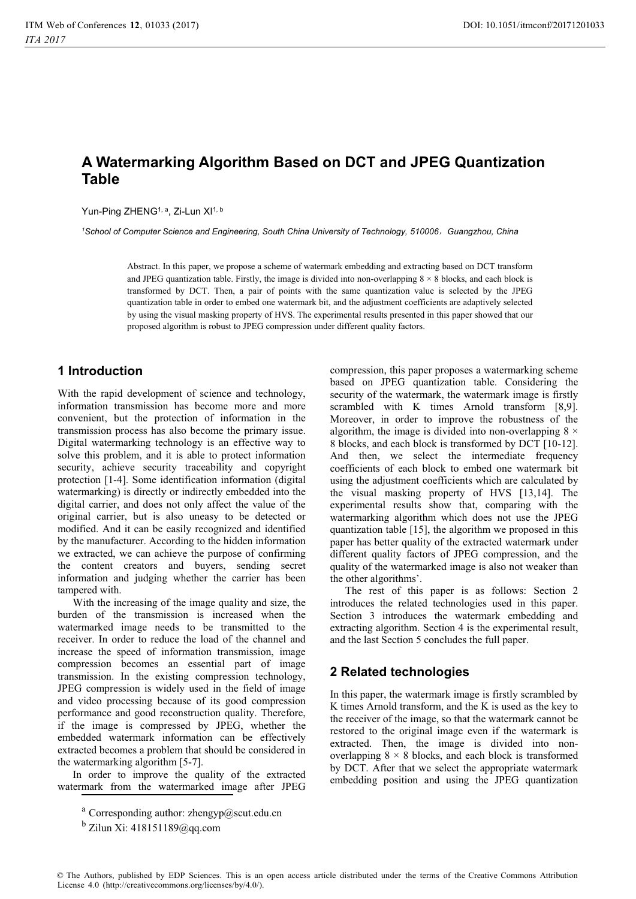# A Watermarking Algorithm Based on DCT and JPEG Quantization Table

Yun-Ping ZHENG[1, a], Zi-Lun XI[1, b]

[1]School of Computer Science and Engineering, South China University of Technology, 510006，Guangzhou, China

Abstract. In this paper, we propose a scheme of watermark embedding and extracting based on DCT transform and JPEG quantization table. Firstly, the image is divided into non-overlapping 8 × 8 blocks, and each block is transformed by DCT. Then, a pair of points with the same quantization value is selected by the JPEG quantization table in order to embed one watermark bit, and the adjustment coefficients are adaptively selected by using the visual masking property of HVS. The experimental results presented in this paper showed that our proposed algorithm is robust to JPEG compression under different quality factors.

## 1 Introduction

With the rapid development of science and technology, information transmission has become more and more convenient, but the protection of information in the transmission process has also become the primary issue. Digital watermarking technology is an effective way to solve this problem, and it is able to protect information security, achieve security traceability and copyright protection [1-4]. Some identification information (digital watermarking) is directly or indirectly embedded into the digital carrier, and does not only affect the value of the original carrier, but is also uneasy to be detected or modified. And it can be easily recognized and identified by the manufacturer. According to the hidden information we extracted, we can achieve the purpose of confirming the content creators and buyers, sending secret information and judging whether the carrier has been tampered with.

With the increasing of the image quality and size, the burden of the transmission is increased when the watermarked image needs to be transmitted to the receiver. In order to reduce the load of the channel and increase the speed of information transmission, image compression becomes an essential part of image transmission. In the existing compression technology, JPEG compression is widely used in the field of image and video processing because of its good compression performance and good reconstruction quality. Therefore, if the image is compressed by JPEG, whether the embedded watermark information can be effectively extracted becomes a problem that should be considered in the watermarking algorithm [5-7].

In order to improve the quality of the extracted watermark from the watermarked image after JPEG compression, this paper proposes a watermarking scheme based on JPEG quantization table. Considering the security of the watermark, the watermark image is firstly scrambled with K times Arnold transform [8,9]. Moreover, in order to improve the robustness of the algorithm, the image is divided into non-overlapping 8 × 8 blocks, and each block is transformed by DCT [10-12]. And then, we select the intermediate frequency coefficients of each block to embed one watermark bit using the adjustment coefficients which are calculated by the visual masking property of HVS [13,14]. The experimental results show that, comparing with the watermarking algorithm which does not use the JPEG quantization table [15], the algorithm we proposed in this paper has better quality of the extracted watermark under different quality factors of JPEG compression, and the quality of the watermarked image is also not weaker than the other algorithms'.

The rest of this paper is as follows: Section 2 introduces the related technologies used in this paper. Section 3 introduces the watermark embedding and extracting algorithm. Section 4 is the experimental result, and the last Section 5 concludes the full paper.

## 2 Related technologies

In this paper, the watermark image is firstly scrambled by K times Arnold transform, and the K is used as the key to the receiver of the image, so that the watermark cannot be restored to the original image even if the watermark is extracted. Then, the image is divided into non-overlapping 8 × 8 blocks, and each block is transformed by DCT. After that we select the appropriate watermark embedding position and using the JPEG quantization

[a] Corresponding author: zhengyp@scut.edu.cn

[b] Zilun Xi: 418151189@qq.com

© The Authors, published by EDP Sciences. This is an open access article distributed under the terms of the Creative Commons Attribution License 4.0 (http://creativecommons.org/licenses/by/4.0/).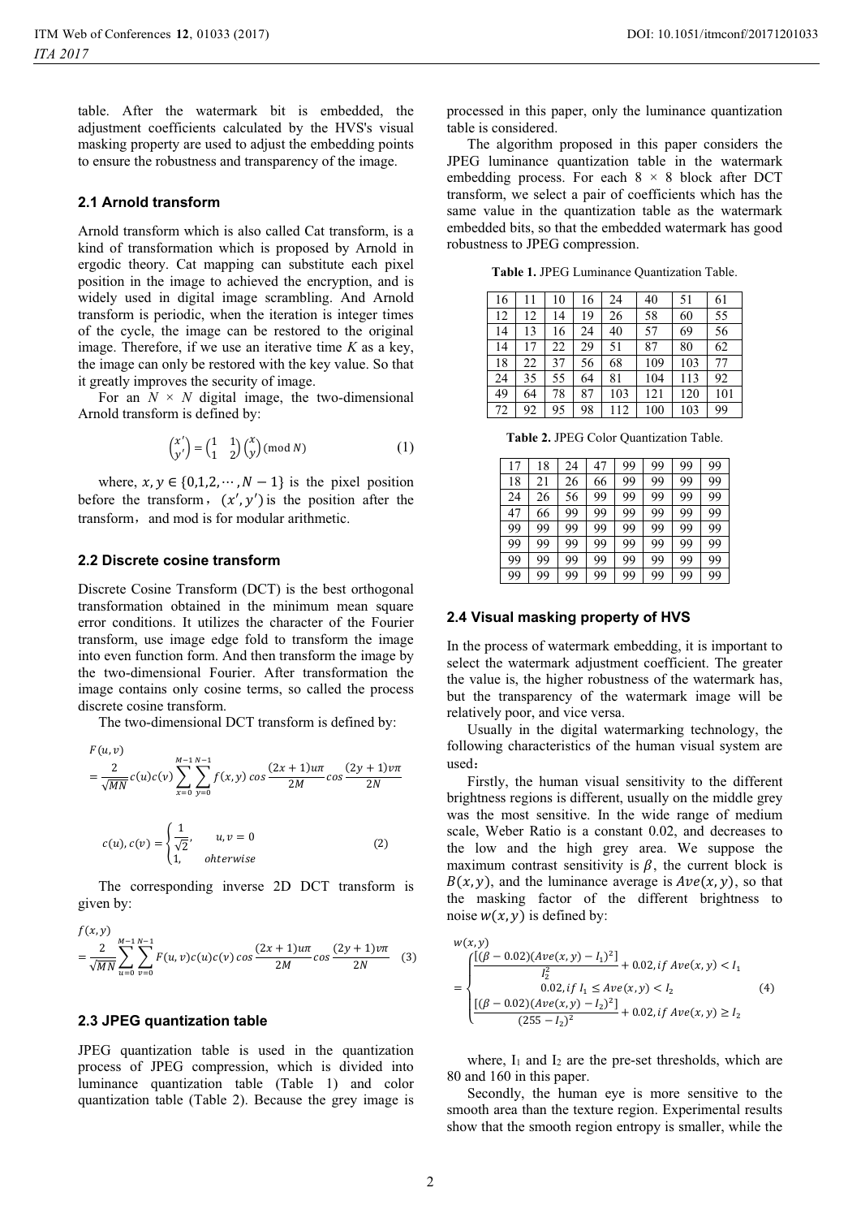table. After the watermark bit is embedded, the adjustment coefficients calculated by the HVS's visual masking property are used to adjust the embedding points to ensure the robustness and transparency of the image.

## 2.1 Arnold transform

Arnold transform which is also called Cat transform, is a kind of transformation which is proposed by Arnold in ergodic theory. Cat mapping can substitute each pixel position in the image to achieved the encryption, and is widely used in digital image scrambling. And Arnold transform is periodic, when the iteration is integer times of the cycle, the image can be restored to the original image. Therefore, if we use an iterative time $K$ as a key, the image can only be restored with the key value. So that it greatly improves the security of image.

For an $N \times N$ digital image, the two-dimensional Arnold transform is defined by:

$$\begin{pmatrix} x' \\ y' \end{pmatrix} = \begin{pmatrix} 1 & 1 \\ 1 & 2 \end{pmatrix} \begin{pmatrix} x \\ y \end{pmatrix} (\text{mod } N) \tag{1}$$

where, $x, y \in \{0,1,2,\cdots,N-1\}$ is the pixel position before the transform, $(x', y')$ is the position after the transform, and mod is for modular arithmetic.

## 2.2 Discrete cosine transform

Discrete Cosine Transform (DCT) is the best orthogonal transformation obtained in the minimum mean square error conditions. It utilizes the character of the Fourier transform, use image edge fold to transform the image into even function form. And then transform the image by the two-dimensional Fourier. After transformation the image contains only cosine terms, so called the process discrete cosine transform.

The two-dimensional DCT transform is defined by:

$$F(u,v) = \frac{2}{\sqrt{MN}} c(u)c(v) \sum_{x=0}^{M-1} \sum_{y=0}^{N-1} f(x,y) \cos\frac{(2x+1)u\pi}{2M} \cos\frac{(2y+1)v\pi}{2N}$$

$$c(u), c(v) = \begin{cases} \frac{1}{\sqrt{2}}, & u, v = 0 \\ 1, & ohterwise \end{cases} \tag{2}$$

The corresponding inverse 2D DCT transform is given by:

$$f(x,y) = \frac{2}{\sqrt{MN}} \sum_{u=0}^{M-1} \sum_{v=0}^{N-1} F(u,v) c(u) c(v) \cos\frac{(2x+1)u\pi}{2M} \cos\frac{(2y+1)v\pi}{2N} \tag{3}$$

## 2.3 JPEG quantization table

JPEG quantization table is used in the quantization process of JPEG compression, which is divided into luminance quantization table (Table 1) and color quantization table (Table 2). Because the grey image is processed in this paper, only the luminance quantization table is considered.

The algorithm proposed in this paper considers the JPEG luminance quantization table in the watermark embedding process. For each $8 \times 8$ block after DCT transform, we select a pair of coefficients which has the same value in the quantization table as the watermark embedded bits, so that the embedded watermark has good robustness to JPEG compression.

**Table 1.** JPEG Luminance Quantization Table.

| | | | | | | | |
|---|---|---|---|---|---|---|---|
| 16 | 11 | 10 | 16 | 24 | 40 | 51 | 61 |
| 12 | 12 | 14 | 19 | 26 | 58 | 60 | 55 |
| 14 | 13 | 16 | 24 | 40 | 57 | 69 | 56 |
| 14 | 17 | 22 | 29 | 51 | 87 | 80 | 62 |
| 18 | 22 | 37 | 56 | 68 | 109 | 103 | 77 |
| 24 | 35 | 55 | 64 | 81 | 104 | 113 | 92 |
| 49 | 64 | 78 | 87 | 103 | 121 | 120 | 101 |
| 72 | 92 | 95 | 98 | 112 | 100 | 103 | 99 |

**Table 2.** JPEG Color Quantization Table.

| | | | | | | | |
|---|---|---|---|---|---|---|---|
| 17 | 18 | 24 | 47 | 99 | 99 | 99 | 99 |
| 18 | 21 | 26 | 66 | 99 | 99 | 99 | 99 |
| 24 | 26 | 56 | 99 | 99 | 99 | 99 | 99 |
| 47 | 66 | 99 | 99 | 99 | 99 | 99 | 99 |
| 99 | 99 | 99 | 99 | 99 | 99 | 99 | 99 |
| 99 | 99 | 99 | 99 | 99 | 99 | 99 | 99 |
| 99 | 99 | 99 | 99 | 99 | 99 | 99 | 99 |
| 99 | 99 | 99 | 99 | 99 | 99 | 99 | 99 |

## 2.4 Visual masking property of HVS

In the process of watermark embedding, it is important to select the watermark adjustment coefficient. The greater the value is, the higher robustness of the watermark has, but the transparency of the watermark image will be relatively poor, and vice versa.

Usually in the digital watermarking technology, the following characteristics of the human visual system are used:

Firstly, the human visual sensitivity to the different brightness regions is different, usually on the middle grey was the most sensitive. In the wide range of medium scale, Weber Ratio is a constant 0.02, and decreases to the low and the high grey area. We suppose the maximum contrast sensitivity is $\beta$, the current block is $B(x,y)$, and the luminance average is $Ave(x,y)$, so that the masking factor of the different brightness to noise $w(x,y)$ is defined by:

$$w(x,y) = \begin{cases} \frac{[(\beta - 0.02)(Ave(x,y) - I_1)^2]}{I_2^2} + 0.02, if\ Ave(x,y) < I_1 \\ 0.02, if\ I_1 \le Ave(x,y) < I_2 \\ \frac{[(\beta - 0.02)(Ave(x,y) - I_2)^2]}{(255 - I_2)^2} + 0.02, if\ Ave(x,y) \ge I_2 \end{cases} \tag{4}$$

where, $I_1$ and $I_2$ are the pre-set thresholds, which are 80 and 160 in this paper.

Secondly, the human eye is more sensitive to the smooth area than the texture region. Experimental results show that the smooth region entropy is smaller, while the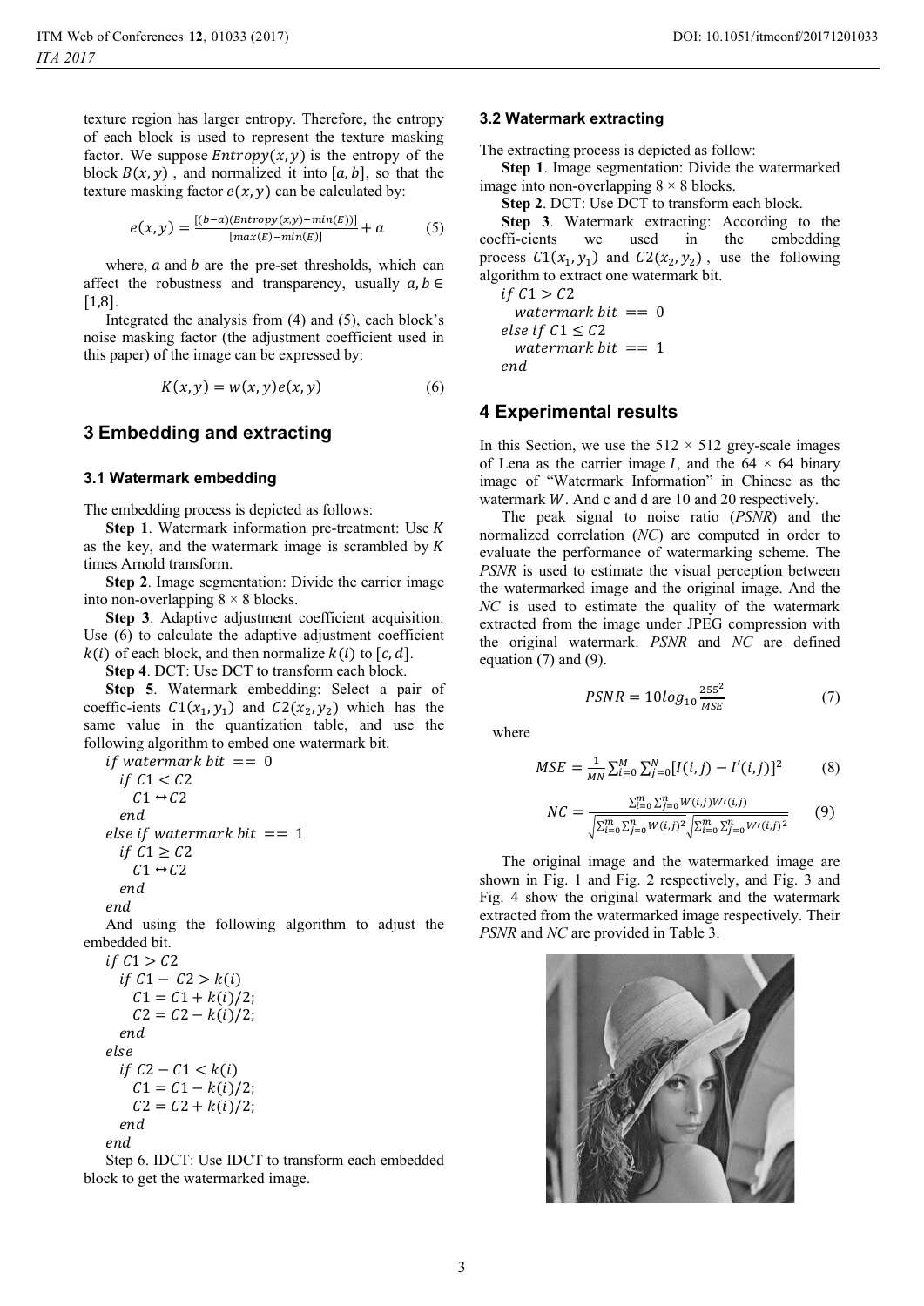texture region has larger entropy. Therefore, the entropy of each block is used to represent the texture masking factor. We suppose $Entropy(x, y)$ is the entropy of the block $B(x, y)$, and normalized it into $[a, b]$, so that the texture masking factor $e(x, y)$ can be calculated by:

$$e(x, y) = \frac{[(b-a)(Entropy(x,y) - min(E))]}{[max(E) - min(E)]} + a \tag{5}$$

where, $a$ and $b$ are the pre-set thresholds, which can affect the robustness and transparency, usually $a, b \in [1,8]$.

Integrated the analysis from (4) and (5), each block's noise masking factor (the adjustment coefficient used in this paper) of the image can be expressed by:

$$K(x, y) = w(x, y)e(x, y) \tag{6}$$

## 3 Embedding and extracting

### 3.1 Watermark embedding

The embedding process is depicted as follows:

**Step 1**. Watermark information pre-treatment: Use $K$ as the key, and the watermark image is scrambled by $K$ times Arnold transform.

**Step 2**. Image segmentation: Divide the carrier image into non-overlapping 8 × 8 blocks.

**Step 3**. Adaptive adjustment coefficient acquisition: Use (6) to calculate the adaptive adjustment coefficient $k(i)$ of each block, and then normalize $k(i)$ to $[c, d]$.

**Step 4**. DCT: Use DCT to transform each block.

**Step 5**. Watermark embedding: Select a pair of coeffic-ients $C1(x_1, y_1)$ and $C2(x_2, y_2)$ which has the same value in the quantization table, and use the following algorithm to embed one watermark bit.

```
if watermark bit == 0
  if C1 < C2
    C1 ↔ C2
  end
else if watermark bit == 1
  if C1 ≥ C2
    C1 ↔ C2
  end
end
```

And using the following algorithm to adjust the embedded bit.

```
if C1 > C2
  if C1 − C2 > k(i)
    C1 = C1 + k(i)/2;
    C2 = C2 − k(i)/2;
  end
else
  if C2 − C1 < k(i)
    C1 = C1 − k(i)/2;
    C2 = C2 + k(i)/2;
  end
end
```

Step 6. IDCT: Use IDCT to transform each embedded block to get the watermarked image.

### 3.2 Watermark extracting

The extracting process is depicted as follow:

**Step 1**. Image segmentation: Divide the watermarked image into non-overlapping 8 × 8 blocks.

**Step 2**. DCT: Use DCT to transform each block.

**Step 3**. Watermark extracting: According to the coeffi-cients we used in the embedding process $C1(x_1, y_1)$ and $C2(x_2, y_2)$, use the following algorithm to extract one watermark bit.

```
if C1 > C2
  watermark bit == 0
else if C1 ≤ C2
  watermark bit == 1
end
```

## 4 Experimental results

In this Section, we use the 512 × 512 grey-scale images of Lena as the carrier image $I$, and the 64 × 64 binary image of "Watermark Information" in Chinese as the watermark $W$. And c and d are 10 and 20 respectively.

The peak signal to noise ratio (*PSNR*) and the normalized correlation (*NC*) are computed in order to evaluate the performance of watermarking scheme. The *PSNR* is used to estimate the visual perception between the watermarked image and the original image. And the *NC* is used to estimate the quality of the watermark extracted from the image under JPEG compression with the original watermark. *PSNR* and *NC* are defined equation (7) and (9).

$$PSNR = 10log_{10}\frac{255^2}{MSE} \tag{7}$$

where

$$MSE = \frac{1}{MN}\sum_{i=0}^{M}\sum_{j=0}^{N}[I(i,j) - I'(i,j)]^2 \tag{8}$$

$$NC = \frac{\sum_{i=0}^{m}\sum_{j=0}^{n} W(i,j)W'(i,j)}{\sqrt{\sum_{i=0}^{m}\sum_{j=0}^{n} W(i,j)^2}\sqrt{\sum_{i=0}^{m}\sum_{j=0}^{n} W'(i,j)^2}} \tag{9}$$

The original image and the watermarked image are shown in Fig. 1 and Fig. 2 respectively, and Fig. 3 and Fig. 4 show the original watermark and the watermark extracted from the watermarked image respectively. Their *PSNR* and *NC* are provided in Table 3.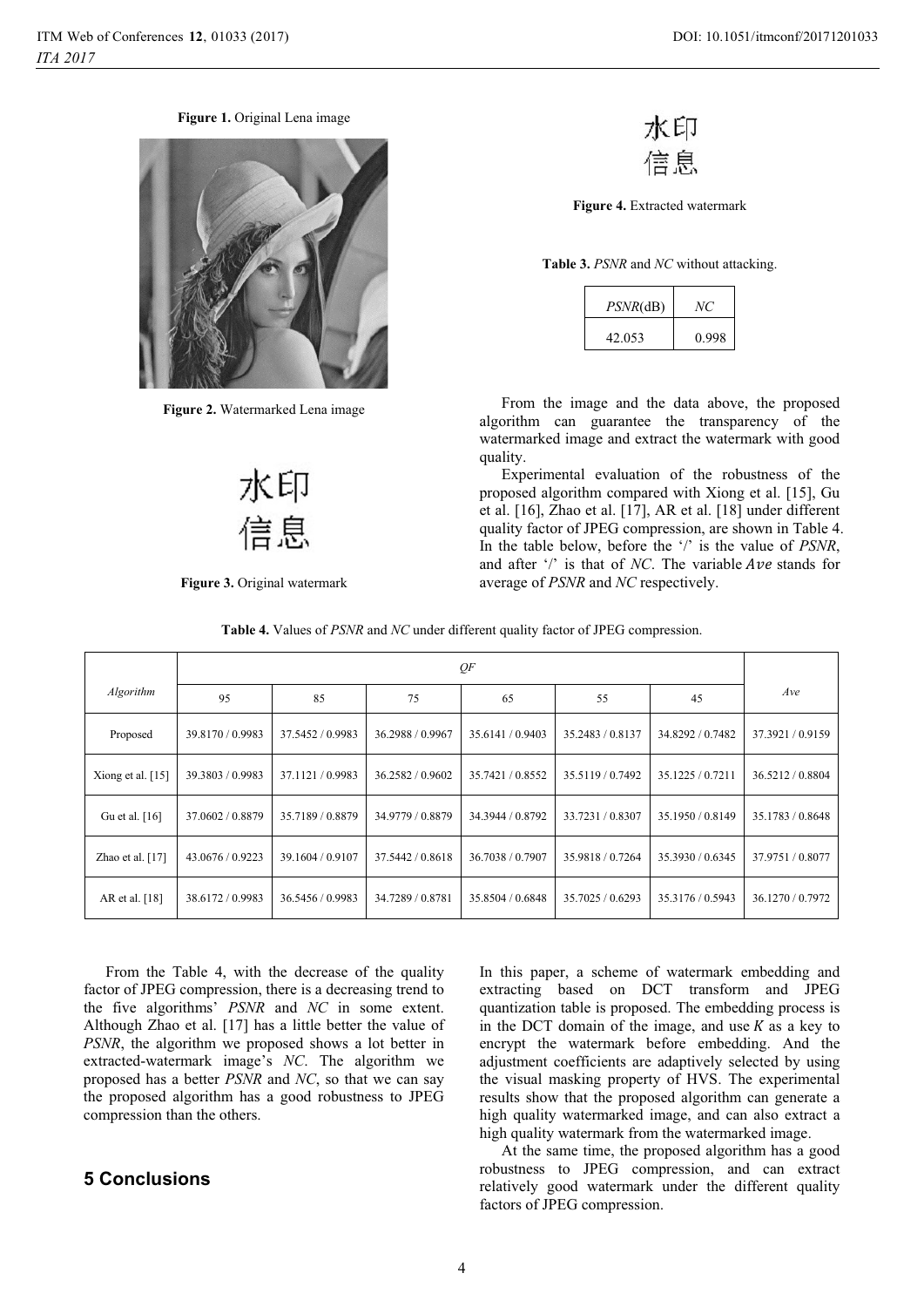Figure 1. Original Lena image

Figure 2. Watermarked Lena image

Figure 3. Original watermark

Figure 4. Extracted watermark

**Table 3.** *PSNR* and *NC* without attacking.

| *PSNR*(dB) | *NC* |
|---|---|
| 42.053 | 0.998 |

From the image and the data above, the proposed algorithm can guarantee the transparency of the watermarked image and extract the watermark with good quality.

Experimental evaluation of the robustness of the proposed algorithm compared with Xiong et al. [15], Gu et al. [16], Zhao et al. [17], AR et al. [18] under different quality factor of JPEG compression, are shown in Table 4. In the table below, before the '/' is the value of *PSNR*, and after '/' is that of *NC*. The variable $Ave$ stands for average of *PSNR* and *NC* respectively.

**Table 4.** Values of *PSNR* and *NC* under different quality factor of JPEG compression.

| *Algorithm* | *QF* | | | | | | *Ave* |
|---|---|---|---|---|---|---|---|
| | 95 | 85 | 75 | 65 | 55 | 45 | |
| Proposed | 39.8170 / 0.9983 | 37.5452 / 0.9983 | 36.2988 / 0.9967 | 35.6141 / 0.9403 | 35.2483 / 0.8137 | 34.8292 / 0.7482 | 37.3921 / 0.9159 |
| Xiong et al. [15] | 39.3803 / 0.9983 | 37.1121 / 0.9983 | 36.2582 / 0.9602 | 35.7421 / 0.8552 | 35.5119 / 0.7492 | 35.1225 / 0.7211 | 36.5212 / 0.8804 |
| Gu et al. [16] | 37.0602 / 0.8879 | 35.7189 / 0.8879 | 34.9779 / 0.8879 | 34.3944 / 0.8792 | 33.7231 / 0.8307 | 35.1950 / 0.8149 | 35.1783 / 0.8648 |
| Zhao et al. [17] | 43.0676 / 0.9223 | 39.1604 / 0.9107 | 37.5442 / 0.8618 | 36.7038 / 0.7907 | 35.9818 / 0.7264 | 35.3930 / 0.6345 | 37.9751 / 0.8077 |
| AR et al. [18] | 38.6172 / 0.9983 | 36.5456 / 0.9983 | 34.7289 / 0.8781 | 35.8504 / 0.6848 | 35.7025 / 0.6293 | 35.3176 / 0.5943 | 36.1270 / 0.7972 |

From the Table 4, with the decrease of the quality factor of JPEG compression, there is a decreasing trend to the five algorithms' *PSNR* and *NC* in some extent. Although Zhao et al. [17] has a little better the value of *PSNR*, the algorithm we proposed shows a lot better in extracted-watermark image's *NC*. The algorithm we proposed has a better *PSNR* and *NC*, so that we can say the proposed algorithm has a good robustness to JPEG compression than the others.

## 5 Conclusions

In this paper, a scheme of watermark embedding and extracting based on DCT transform and JPEG quantization table is proposed. The embedding process is in the DCT domain of the image, and use $K$ as a key to encrypt the watermark before embedding. And the adjustment coefficients are adaptively selected by using the visual masking property of HVS. The experimental results show that the proposed algorithm can generate a high quality watermarked image, and can also extract a high quality watermark from the watermarked image.

At the same time, the proposed algorithm has a good robustness to JPEG compression, and can extract relatively good watermark under the different quality factors of JPEG compression.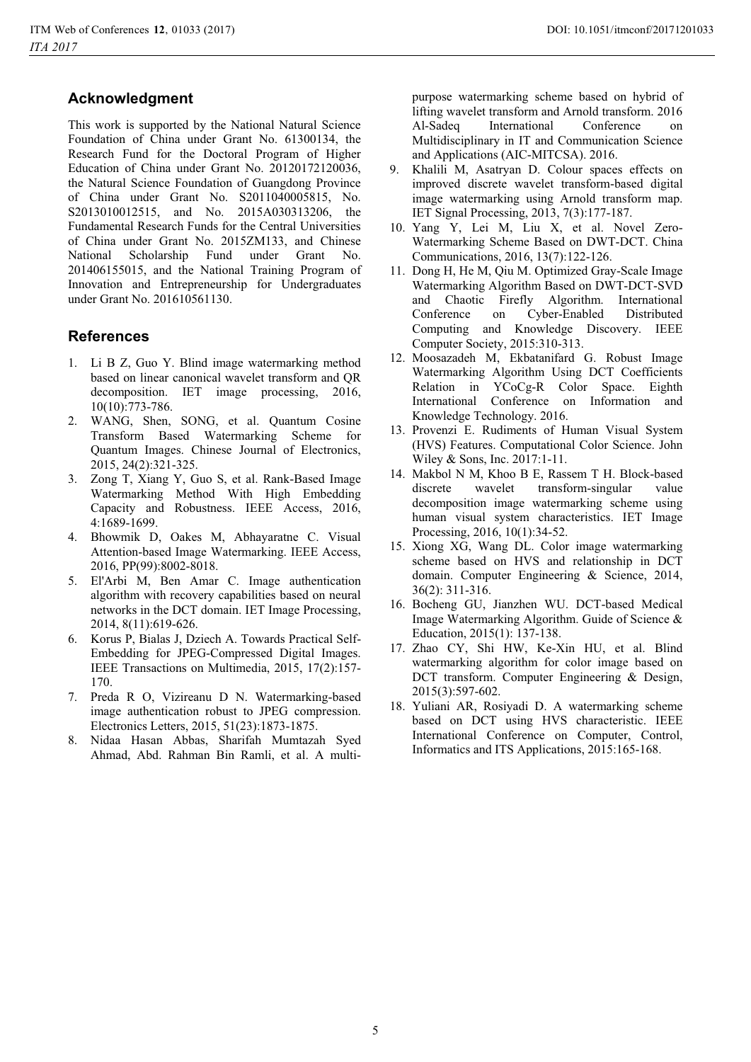## Acknowledgment

This work is supported by the National Natural Science Foundation of China under Grant No. 61300134, the Research Fund for the Doctoral Program of Higher Education of China under Grant No. 20120172120036, the Natural Science Foundation of Guangdong Province of China under Grant No. S2011040005815, No. S2013010012515, and No. 2015A030313206, the Fundamental Research Funds for the Central Universities of China under Grant No. 2015ZM133, and Chinese National Scholarship Fund under Grant No. 201406155015, and the National Training Program of Innovation and Entrepreneurship for Undergraduates under Grant No. 201610561130.

## References

1. Li B Z, Guo Y. Blind image watermarking method based on linear canonical wavelet transform and QR decomposition. IET image processing, 2016, 10(10):773-786.
2. WANG, Shen, SONG, et al. Quantum Cosine Transform Based Watermarking Scheme for Quantum Images. Chinese Journal of Electronics, 2015, 24(2):321-325.
3. Zong T, Xiang Y, Guo S, et al. Rank-Based Image Watermarking Method With High Embedding Capacity and Robustness. IEEE Access, 2016, 4:1689-1699.
4. Bhowmik D, Oakes M, Abhayaratne C. Visual Attention-based Image Watermarking. IEEE Access, 2016, PP(99):8002-8018.
5. El'Arbi M, Ben Amar C. Image authentication algorithm with recovery capabilities based on neural networks in the DCT domain. IET Image Processing, 2014, 8(11):619-626.
6. Korus P, Bialas J, Dziech A. Towards Practical Self-Embedding for JPEG-Compressed Digital Images. IEEE Transactions on Multimedia, 2015, 17(2):157-170.
7. Preda R O, Vizireanu D N. Watermarking-based image authentication robust to JPEG compression. Electronics Letters, 2015, 51(23):1873-1875.
8. Nidaa Hasan Abbas, Sharifah Mumtazah Syed Ahmad, Abd. Rahman Bin Ramli, et al. A multi-purpose watermarking scheme based on hybrid of lifting wavelet transform and Arnold transform. 2016 Al-Sadeq International Conference on Multidisciplinary in IT and Communication Science and Applications (AIC-MITCSA). 2016.
9. Khalili M, Asatryan D. Colour spaces effects on improved discrete wavelet transform-based digital image watermarking using Arnold transform map. IET Signal Processing, 2013, 7(3):177-187.
10. Yang Y, Lei M, Liu X, et al. Novel Zero-Watermarking Scheme Based on DWT-DCT. China Communications, 2016, 13(7):122-126.
11. Dong H, He M, Qiu M. Optimized Gray-Scale Image Watermarking Algorithm Based on DWT-DCT-SVD and Chaotic Firefly Algorithm. International Conference on Cyber-Enabled Distributed Computing and Knowledge Discovery. IEEE Computer Society, 2015:310-313.
12. Moosazadeh M, Ekbatanifard G. Robust Image Watermarking Algorithm Using DCT Coefficients Relation in YCoCg-R Color Space. Eighth International Conference on Information and Knowledge Technology. 2016.
13. Provenzi E. Rudiments of Human Visual System (HVS) Features. Computational Color Science. John Wiley & Sons, Inc. 2017:1-11.
14. Makbol N M, Khoo B E, Rassem T H. Block-based discrete wavelet transform-singular value decomposition image watermarking scheme using human visual system characteristics. IET Image Processing, 2016, 10(1):34-52.
15. Xiong XG, Wang DL. Color image watermarking scheme based on HVS and relationship in DCT domain. Computer Engineering & Science, 2014, 36(2): 311-316.
16. Bocheng GU, Jianzhen WU. DCT-based Medical Image Watermarking Algorithm. Guide of Science & Education, 2015(1): 137-138.
17. Zhao CY, Shi HW, Ke-Xin HU, et al. Blind watermarking algorithm for color image based on DCT transform. Computer Engineering & Design, 2015(3):597-602.
18. Yuliani AR, Rosiyadi D. A watermarking scheme based on DCT using HVS characteristic. IEEE International Conference on Computer, Control, Informatics and ITS Applications, 2015:165-168.